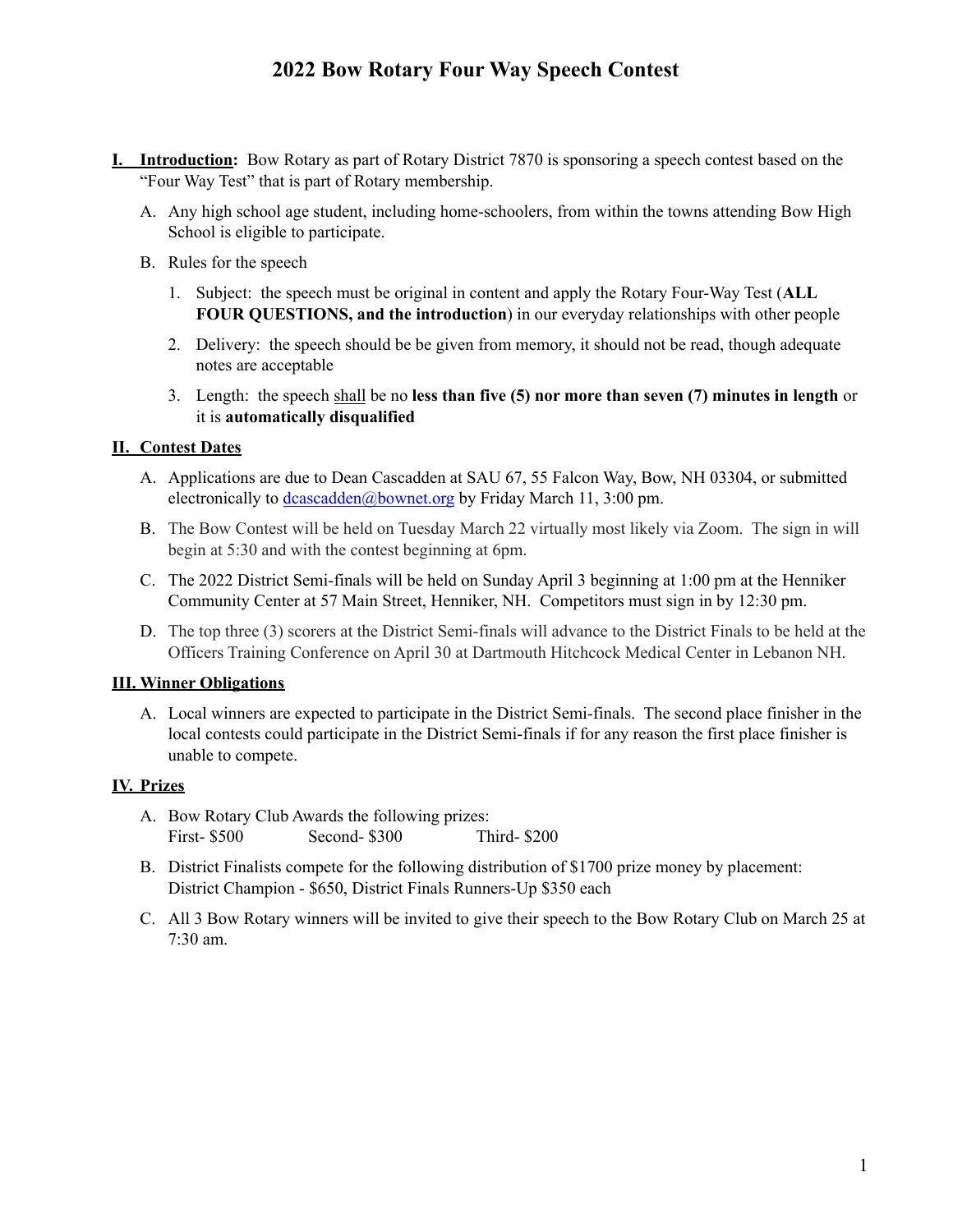# 2022 Bow Rotary Four Way Speech Contest

## I. Introduction:

Bow Rotary as part of Rotary District 7870 is sponsoring a speech contest based on the "Four Way Test" that is part of Rotary membership.

A. Any high school age student, including home-schoolers, from within the towns attending Bow High School is eligible to participate.

B. Rules for the speech

1. Subject: the speech must be original in content and apply the Rotary Four-Way Test (**ALL FOUR QUESTIONS, and the introduction**) in our everyday relationships with other people
2. Delivery: the speech should be be given from memory, it should not be read, though adequate notes are acceptable
3. Length: the speech <u>shall</u> be no **less than five (5) nor more than seven (7) minutes in length** or it is **automatically disqualified**

## II. Contest Dates

A. Applications are due to Dean Cascadden at SAU 67, 55 Falcon Way, Bow, NH 03304, or submitted electronically to dcascadden@bownet.org by Friday March 11, 3:00 pm.

B. The Bow Contest will be held on Tuesday March 22 virtually most likely via Zoom. The sign in will begin at 5:30 and with the contest beginning at 6pm.

C. The 2022 District Semi-finals will be held on Sunday April 3 beginning at 1:00 pm at the Henniker Community Center at 57 Main Street, Henniker, NH. Competitors must sign in by 12:30 pm.

D. The top three (3) scorers at the District Semi-finals will advance to the District Finals to be held at the Officers Training Conference on April 30 at Dartmouth Hitchcock Medical Center in Lebanon NH.

## III. Winner Obligations

A. Local winners are expected to participate in the District Semi-finals. The second place finisher in the local contests could participate in the District Semi-finals if for any reason the first place finisher is unable to compete.

## IV. Prizes

A. Bow Rotary Club Awards the following prizes:
First- $500 Second- $300 Third- $200

B. District Finalists compete for the following distribution of $1700 prize money by placement:
District Champion - $650, District Finals Runners-Up $350 each

C. All 3 Bow Rotary winners will be invited to give their speech to the Bow Rotary Club on March 25 at 7:30 am.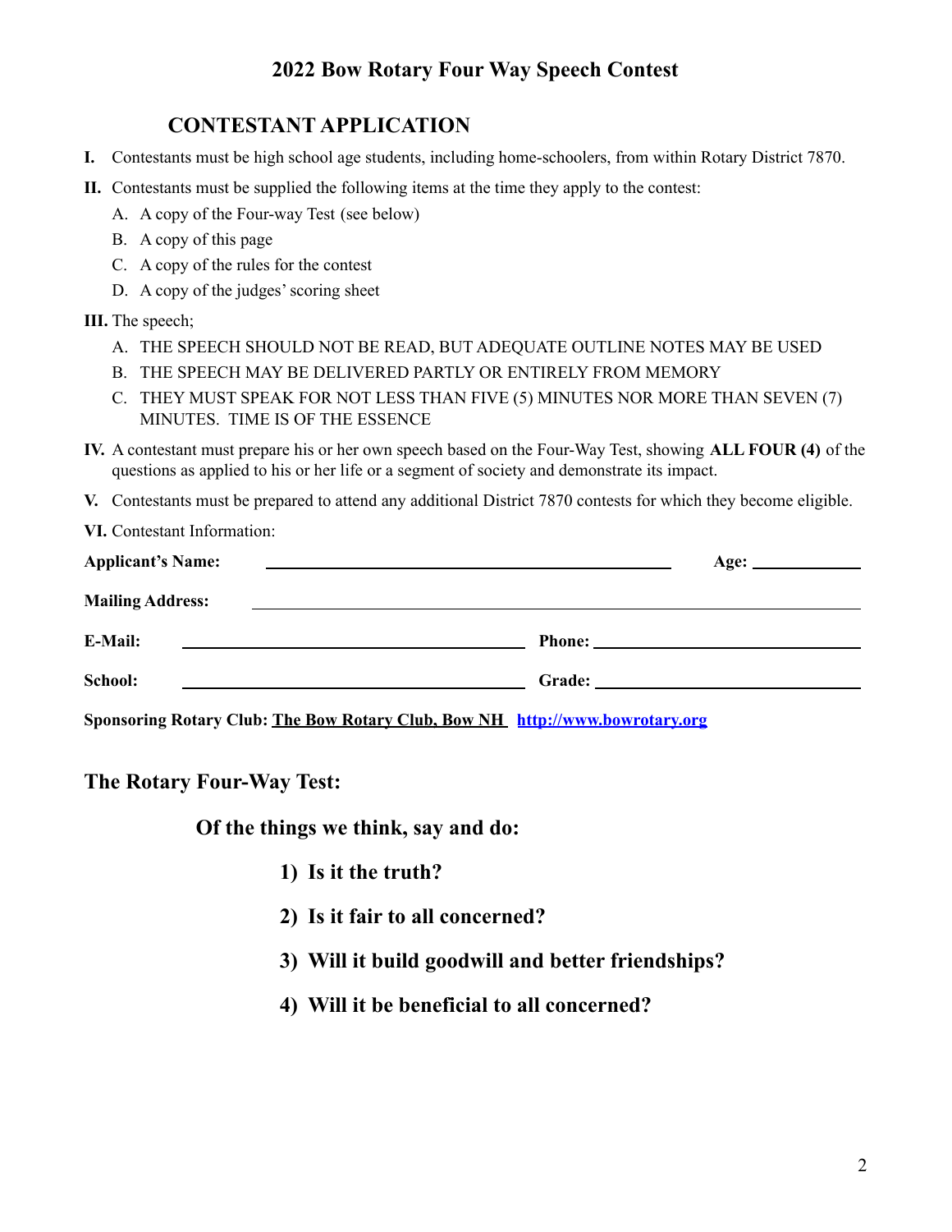# 2022 Bow Rotary Four Way Speech Contest

## CONTESTANT APPLICATION

**I.** Contestants must be high school age students, including home-schoolers, from within Rotary District 7870.

**II.** Contestants must be supplied the following items at the time they apply to the contest:

A. A copy of the Four-way Test (see below)
B. A copy of this page
C. A copy of the rules for the contest
D. A copy of the judges' scoring sheet

**III.** The speech;

A. THE SPEECH SHOULD NOT BE READ, BUT ADEQUATE OUTLINE NOTES MAY BE USED
B. THE SPEECH MAY BE DELIVERED PARTLY OR ENTIRELY FROM MEMORY
C. THEY MUST SPEAK FOR NOT LESS THAN FIVE (5) MINUTES NOR MORE THAN SEVEN (7) MINUTES. TIME IS OF THE ESSENCE

**IV.** A contestant must prepare his or her own speech based on the Four-Way Test, showing **ALL FOUR (4)** of the questions as applied to his or her life or a segment of society and demonstrate its impact.

**V.** Contestants must be prepared to attend any additional District 7870 contests for which they become eligible.

**VI.** Contestant Information:

**Applicant's Name:** ______________________________ **Age:** __________

**Mailing Address:** ______________________________________________

**E-Mail:** ______________________________ **Phone:** ______________________________

**School:** ______________________________ **Grade:** ______________________________

**Sponsoring Rotary Club:** **The Bow Rotary Club, Bow NH** **http://www.bowrotary.org**

### The Rotary Four-Way Test:

**Of the things we think, say and do:**

1) **Is it the truth?**
2) **Is it fair to all concerned?**
3) **Will it build goodwill and better friendships?**
4) **Will it be beneficial to all concerned?**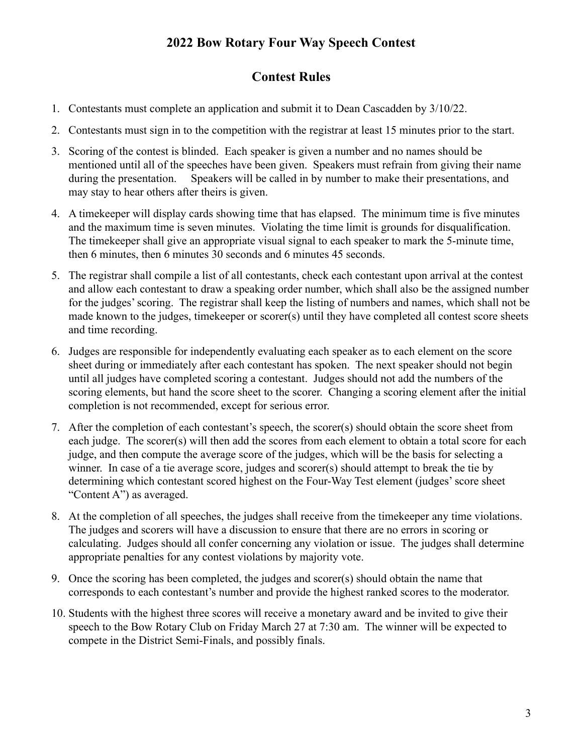# 2022 Bow Rotary Four Way Speech Contest

## Contest Rules

1. Contestants must complete an application and submit it to Dean Cascadden by 3/10/22.
2. Contestants must sign in to the competition with the registrar at least 15 minutes prior to the start.
3. Scoring of the contest is blinded. Each speaker is given a number and no names should be mentioned until all of the speeches have been given. Speakers must refrain from giving their name during the presentation. Speakers will be called in by number to make their presentations, and may stay to hear others after theirs is given.
4. A timekeeper will display cards showing time that has elapsed. The minimum time is five minutes and the maximum time is seven minutes. Violating the time limit is grounds for disqualification. The timekeeper shall give an appropriate visual signal to each speaker to mark the 5-minute time, then 6 minutes, then 6 minutes 30 seconds and 6 minutes 45 seconds.
5. The registrar shall compile a list of all contestants, check each contestant upon arrival at the contest and allow each contestant to draw a speaking order number, which shall also be the assigned number for the judges' scoring. The registrar shall keep the listing of numbers and names, which shall not be made known to the judges, timekeeper or scorer(s) until they have completed all contest score sheets and time recording.
6. Judges are responsible for independently evaluating each speaker as to each element on the score sheet during or immediately after each contestant has spoken. The next speaker should not begin until all judges have completed scoring a contestant. Judges should not add the numbers of the scoring elements, but hand the score sheet to the scorer. Changing a scoring element after the initial completion is not recommended, except for serious error.
7. After the completion of each contestant's speech, the scorer(s) should obtain the score sheet from each judge. The scorer(s) will then add the scores from each element to obtain a total score for each judge, and then compute the average score of the judges, which will be the basis for selecting a winner. In case of a tie average score, judges and scorer(s) should attempt to break the tie by determining which contestant scored highest on the Four-Way Test element (judges' score sheet "Content A") as averaged.
8. At the completion of all speeches, the judges shall receive from the timekeeper any time violations. The judges and scorers will have a discussion to ensure that there are no errors in scoring or calculating. Judges should all confer concerning any violation or issue. The judges shall determine appropriate penalties for any contest violations by majority vote.
9. Once the scoring has been completed, the judges and scorer(s) should obtain the name that corresponds to each contestant's number and provide the highest ranked scores to the moderator.
10. Students with the highest three scores will receive a monetary award and be invited to give their speech to the Bow Rotary Club on Friday March 27 at 7:30 am. The winner will be expected to compete in the District Semi-Finals, and possibly finals.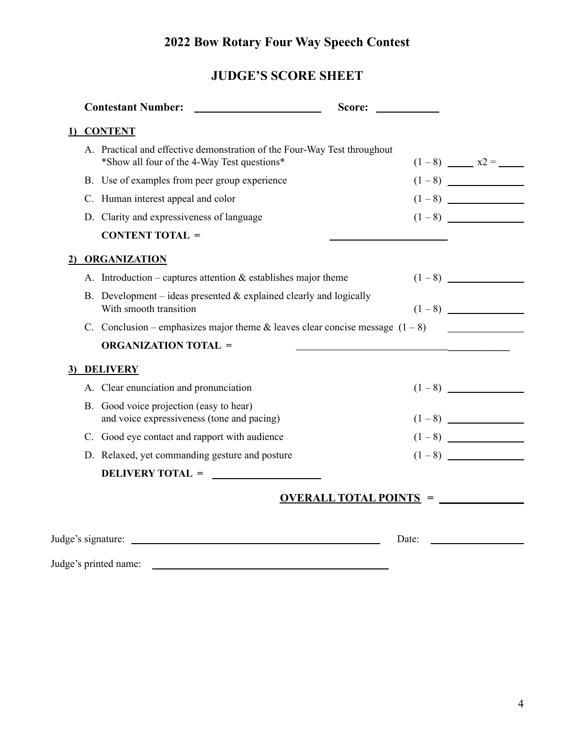# 2022 Bow Rotary Four Way Speech Contest

## JUDGE'S SCORE SHEET

**Contestant Number:** ______________________ **Score:** ___________

**1) CONTENT**

A. Practical and effective demonstration of the Four-Way Test throughout
*Show all four of the 4-Way Test questions* (1 – 8) _____ x2 = _____

B. Use of examples from peer group experience (1 – 8) ______________

C. Human interest appeal and color (1 – 8) ______________

D. Clarity and expressiveness of language (1 – 8) ______________

**CONTENT TOTAL =** ______________________

**2) ORGANIZATION**

A. Introduction – captures attention & establishes major theme (1 – 8) ______________

B. Development – ideas presented & explained clearly and logically
With smooth transition (1 – 8) ______________

C. Conclusion – emphasizes major theme & leaves clear concise message (1 – 8) ______________

**ORGANIZATION TOTAL =** ______________________

**3) DELIVERY**

A. Clear enunciation and pronunciation (1 – 8) ______________

B. Good voice projection (easy to hear)
and voice expressiveness (tone and pacing) (1 – 8) ______________

C. Good eye contact and rapport with audience (1 – 8) ______________

D. Relaxed, yet commanding gesture and posture (1 – 8) ______________

**DELIVERY TOTAL =** ______________________

**OVERALL TOTAL POINTS =** ______________

Judge's signature: ______________________________________________ Date: ________________

Judge's printed name: ______________________________________________